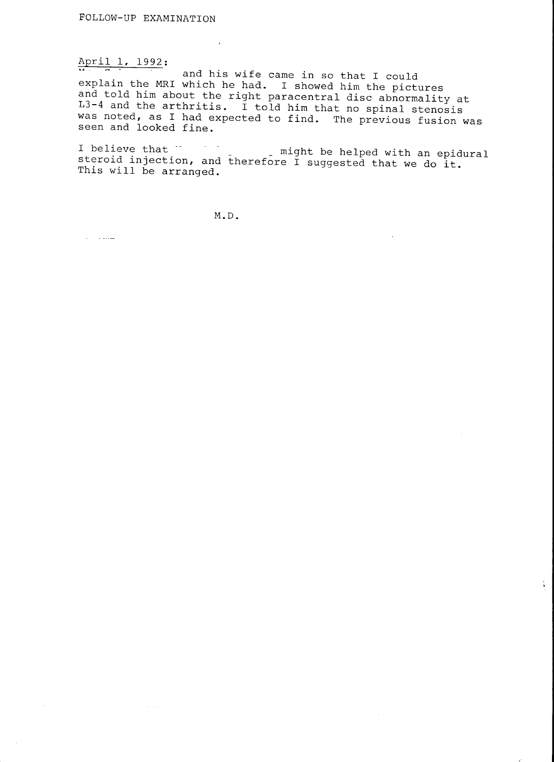FOLLOW-UP EXAMINATION

April 1, 1992:

and his wife came in so that I could explain the MRI which he had. I showed him the pictures and told him about the right paracentral disc abnormality at L3-4 and the arthritis. I told him that no spinal stenosis was noted, as I had expected to find. The previous fusion was seen and looked fine.

I believe that might be helped with an epidural steroid injection, and therefore I suggested that we do it. This will be arranged.

M.D.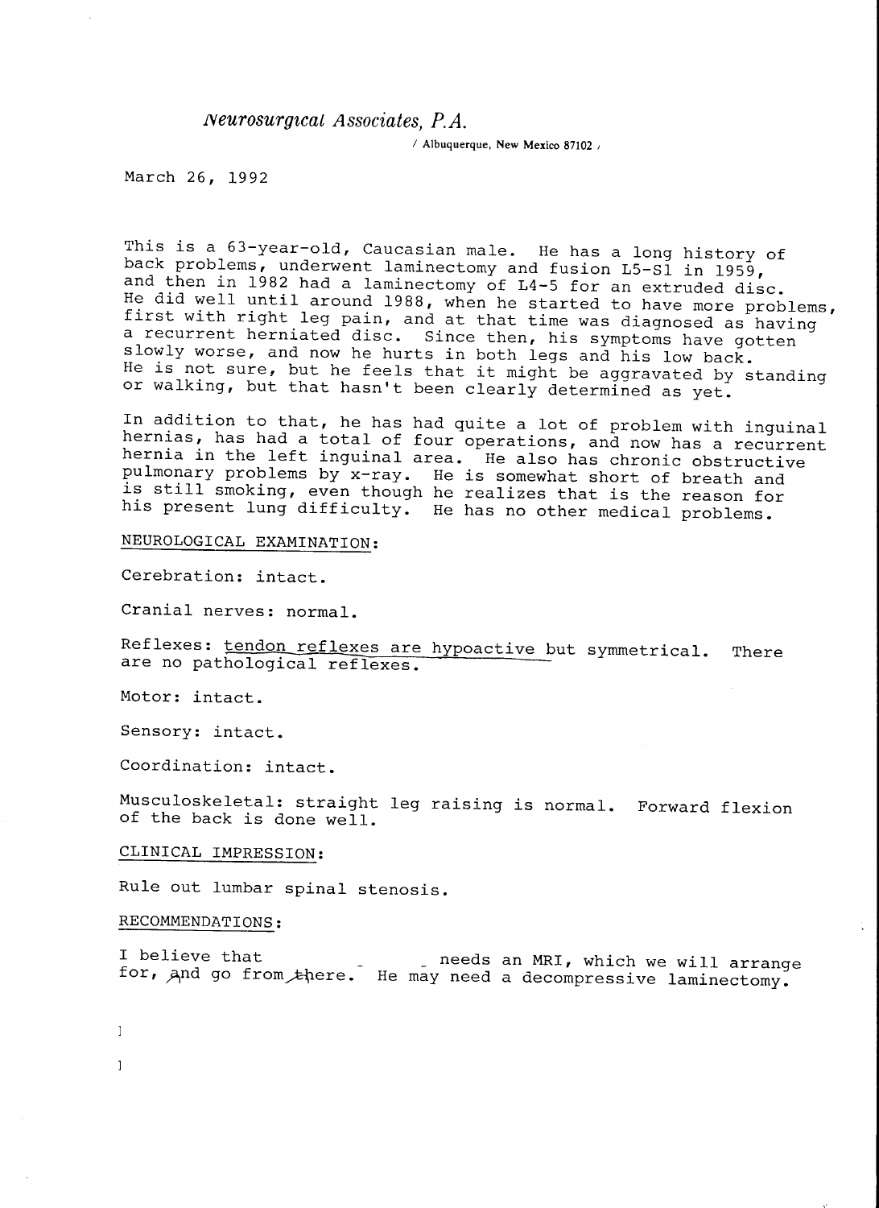*Neurosurgical Associates, P.A.*

/ Albuquerque, New Mexico 87102 /

March 26, 1992

This is a 63-year-old, Caucasian male. He has a long history of back problems, underwent laminectomy and fusion L5-S1 in 1959, and then in 1982 had a laminectomy of L4-5 for an extruded disc. He did well until around 1988, when he started to have more problems, first with right leg pain, and at that time was diagnosed as having a recurrent herniated disc. Since then, his symptoms have gotten slowly worse, and now he hurts in both legs and his low back. He is not sure, but he feels that it might be aggravated by standing or walking, but that hasn't been clearly determined as yet.

In addition to that, he has had quite a lot of problem with inguinal hernias, has had a total of four operations, and now has a recurrent hernia in the left inguinal area. He also has chronic obstructive pulmonary problems by x-ray. He is somewhat short of breath and is still smoking, even though he realizes that is the reason for his present lung difficulty. He has no other medical problems.

NEUROLOGICAL EXAMINATION:

Cerebration: intact.

Cranial nerves: normal.

Reflexes: tendon reflexes are hypoactive but symmetrical. There are no pathological reflexes.

Motor: intact.

Sensory: intact.

Coordination: intact.

Musculoskeletal: straight leg raising is normal. Forward flexion of the back is done well.

CLINICAL IMPRESSION:

Rule out lumbar spinal stenosis.

RECOMMENDATIONS:

I believe that needs an MRI, which we will arrange for, and go from there. He may need a decompressive laminectomy.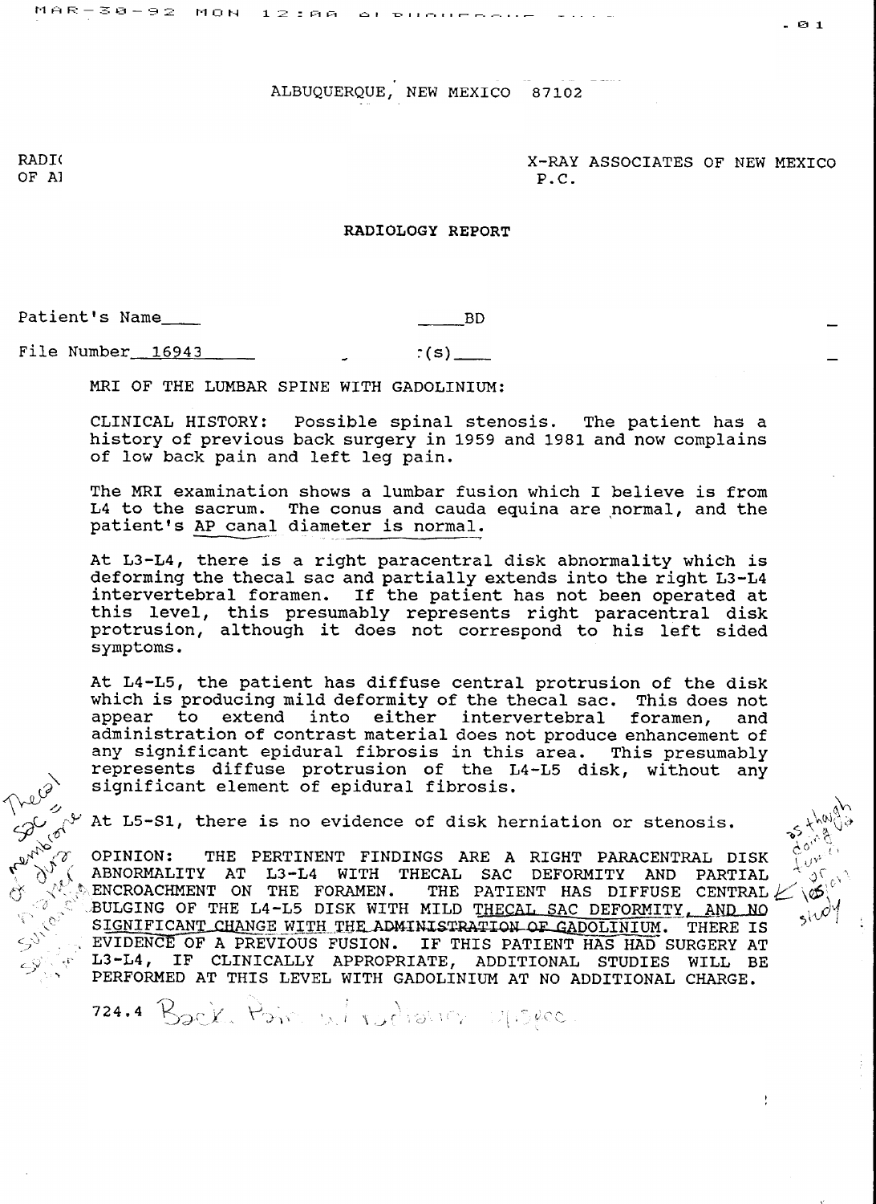ALBUQUERQUE, NEW MEXICO 87102

RADI(
OF A]

X-RAY ASSOCIATES OF NEW MEXICO
P.C.

## RADIOLOGY REPORT

Patient's Name\_\_\_\_ \_\_\_\_\_BD

File Number 16943 :(s)\_\_\_\_

MRI OF THE LUMBAR SPINE WITH GADOLINIUM:

CLINICAL HISTORY: Possible spinal stenosis. The patient has a history of previous back surgery in 1959 and 1981 and now complains of low back pain and left leg pain.

The MRI examination shows a lumbar fusion which I believe is from L4 to the sacrum. The conus and cauda equina are normal, and the patient's AP canal diameter is normal.

At L3-L4, there is a right paracentral disk abnormality which is deforming the thecal sac and partially extends into the right L3-L4 intervertebral foramen. If the patient has not been operated at this level, this presumably represents right paracentral disk protrusion, although it does not correspond to his left sided symptoms.

At L4-L5, the patient has diffuse central protrusion of the disk which is producing mild deformity of the thecal sac. This does not appear to extend into either intervertebral foramen, and administration of contrast material does not produce enhancement of any significant epidural fibrosis in this area. This presumably represents diffuse protrusion of the L4-L5 disk, without any significant element of epidural fibrosis.

At L5-S1, there is no evidence of disk herniation or stenosis.

OPINION: THE PERTINENT FINDINGS ARE A RIGHT PARACENTRAL DISK ABNORMALITY AT L3-L4 WITH THECAL SAC DEFORMITY AND PARTIAL ENCROACHMENT ON THE FORAMEN. THE PATIENT HAS DIFFUSE CENTRAL BULGING OF THE L4-L5 DISK WITH MILD THECAL SAC DEFORMITY, AND NO SIGNIFICANT CHANGE WITH THE ADMINISTRATION OF GADOLINIUM. THERE IS EVIDENCE OF A PREVIOUS FUSION. IF THIS PATIENT HAS HAD SURGERY AT L3-L4, IF CLINICALLY APPROPRIATE, ADDITIONAL STUDIES WILL BE PERFORMED AT THIS LEVEL WITH GADOLINIUM AT NO ADDITIONAL CHARGE.

724.4 Back Pain w/ radiating sx.

*[Handwritten margin note, left: Thecal sac = membrane of dura ... spinal ...]*

*[Handwritten margin note, right: as though doing fusion or lesion study]*